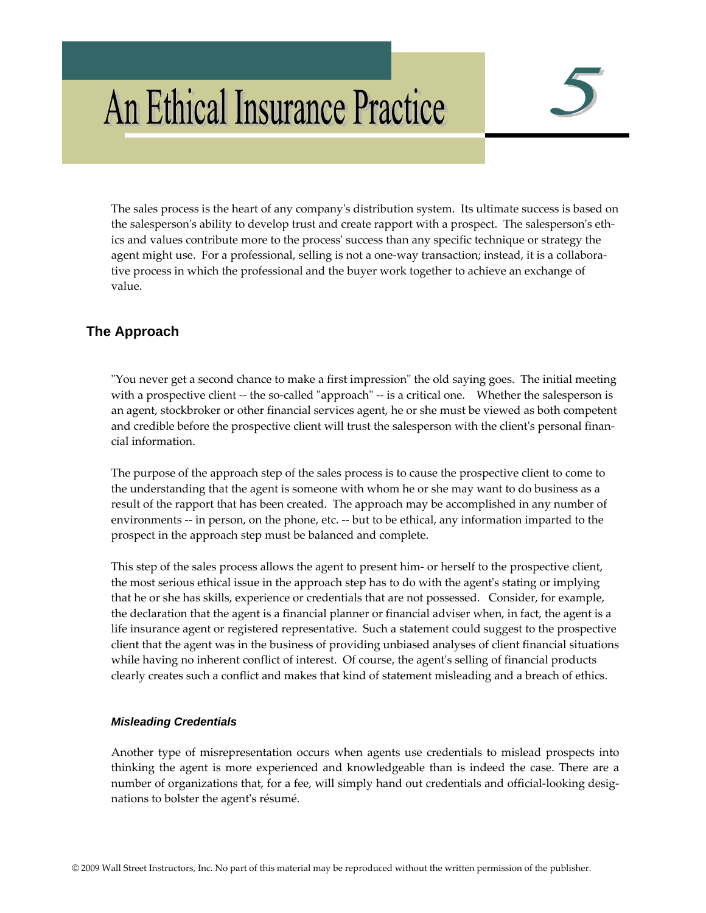# An Ethical Insurance Practice

# 5

The sales process is the heart of any company's distribution system. Its ultimate success is based on the salesperson's ability to develop trust and create rapport with a prospect. The salesperson's ethics and values contribute more to the process' success than any specific technique or strategy the agent might use. For a professional, selling is not a one-way transaction; instead, it is a collaborative process in which the professional and the buyer work together to achieve an exchange of value.

## The Approach

"You never get a second chance to make a first impression" the old saying goes. The initial meeting with a prospective client -- the so-called "approach" -- is a critical one. Whether the salesperson is an agent, stockbroker or other financial services agent, he or she must be viewed as both competent and credible before the prospective client will trust the salesperson with the client's personal financial information.

The purpose of the approach step of the sales process is to cause the prospective client to come to the understanding that the agent is someone with whom he or she may want to do business as a result of the rapport that has been created. The approach may be accomplished in any number of environments -- in person, on the phone, etc. -- but to be ethical, any information imparted to the prospect in the approach step must be balanced and complete.

This step of the sales process allows the agent to present him- or herself to the prospective client, the most serious ethical issue in the approach step has to do with the agent's stating or implying that he or she has skills, experience or credentials that are not possessed. Consider, for example, the declaration that the agent is a financial planner or financial adviser when, in fact, the agent is a life insurance agent or registered representative. Such a statement could suggest to the prospective client that the agent was in the business of providing unbiased analyses of client financial situations while having no inherent conflict of interest. Of course, the agent's selling of financial products clearly creates such a conflict and makes that kind of statement misleading and a breach of ethics.

### *Misleading Credentials*

Another type of misrepresentation occurs when agents use credentials to mislead prospects into thinking the agent is more experienced and knowledgeable than is indeed the case. There are a number of organizations that, for a fee, will simply hand out credentials and official-looking designations to bolster the agent's résumé.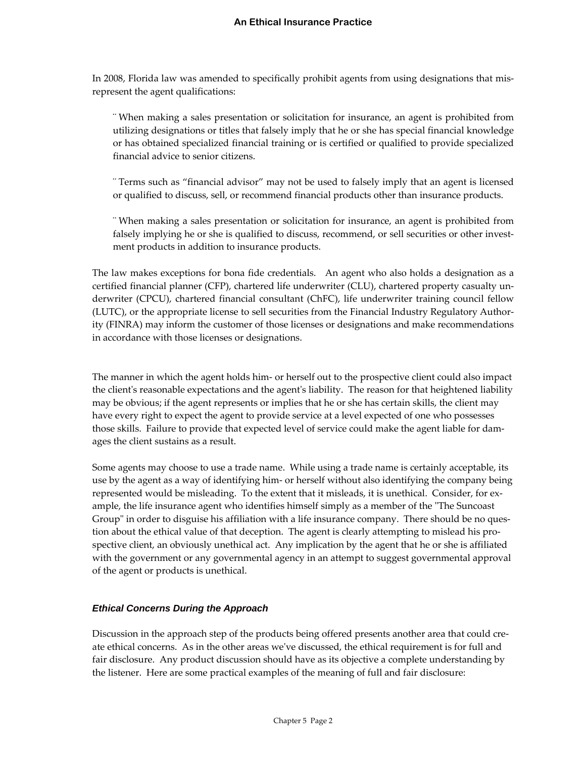In 2008, Florida law was amended to specifically prohibit agents from using designations that misrepresent the agent qualifications:

- When making a sales presentation or solicitation for insurance, an agent is prohibited from utilizing designations or titles that falsely imply that he or she has special financial knowledge or has obtained specialized financial training or is certified or qualified to provide specialized financial advice to senior citizens.

- Terms such as "financial advisor" may not be used to falsely imply that an agent is licensed or qualified to discuss, sell, or recommend financial products other than insurance products.

- When making a sales presentation or solicitation for insurance, an agent is prohibited from falsely implying he or she is qualified to discuss, recommend, or sell securities or other investment products in addition to insurance products.

The law makes exceptions for bona fide credentials. An agent who also holds a designation as a certified financial planner (CFP), chartered life underwriter (CLU), chartered property casualty underwriter (CPCU), chartered financial consultant (ChFC), life underwriter training council fellow (LUTC), or the appropriate license to sell securities from the Financial Industry Regulatory Authority (FINRA) may inform the customer of those licenses or designations and make recommendations in accordance with those licenses or designations.

The manner in which the agent holds him- or herself out to the prospective client could also impact the client's reasonable expectations and the agent's liability. The reason for that heightened liability may be obvious; if the agent represents or implies that he or she has certain skills, the client may have every right to expect the agent to provide service at a level expected of one who possesses those skills. Failure to provide that expected level of service could make the agent liable for damages the client sustains as a result.

Some agents may choose to use a trade name. While using a trade name is certainly acceptable, its use by the agent as a way of identifying him- or herself without also identifying the company being represented would be misleading. To the extent that it misleads, it is unethical. Consider, for example, the life insurance agent who identifies himself simply as a member of the "The Suncoast Group" in order to disguise his affiliation with a life insurance company. There should be no question about the ethical value of that deception. The agent is clearly attempting to mislead his prospective client, an obviously unethical act. Any implication by the agent that he or she is affiliated with the government or any governmental agency in an attempt to suggest governmental approval of the agent or products is unethical.

### *Ethical Concerns During the Approach*

Discussion in the approach step of the products being offered presents another area that could create ethical concerns. As in the other areas we've discussed, the ethical requirement is for full and fair disclosure. Any product discussion should have as its objective a complete understanding by the listener. Here are some practical examples of the meaning of full and fair disclosure: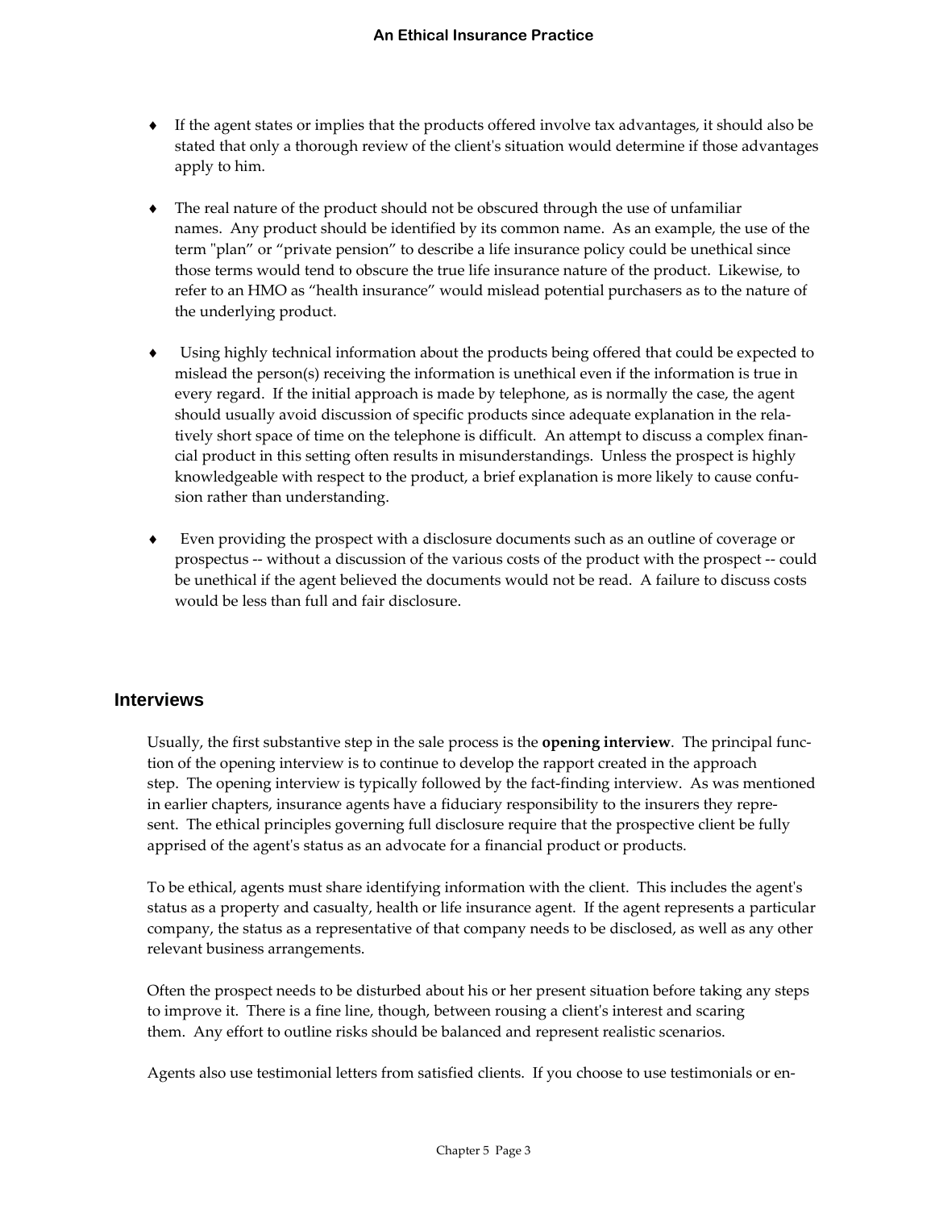- If the agent states or implies that the products offered involve tax advantages, it should also be stated that only a thorough review of the client's situation would determine if those advantages apply to him.

- The real nature of the product should not be obscured through the use of unfamiliar names. Any product should be identified by its common name. As an example, the use of the term "plan" or "private pension" to describe a life insurance policy could be unethical since those terms would tend to obscure the true life insurance nature of the product. Likewise, to refer to an HMO as "health insurance" would mislead potential purchasers as to the nature of the underlying product.

- Using highly technical information about the products being offered that could be expected to mislead the person(s) receiving the information is unethical even if the information is true in every regard. If the initial approach is made by telephone, as is normally the case, the agent should usually avoid discussion of specific products since adequate explanation in the relatively short space of time on the telephone is difficult. An attempt to discuss a complex financial product in this setting often results in misunderstandings. Unless the prospect is highly knowledgeable with respect to the product, a brief explanation is more likely to cause confusion rather than understanding.

- Even providing the prospect with a disclosure documents such as an outline of coverage or prospectus -- without a discussion of the various costs of the product with the prospect -- could be unethical if the agent believed the documents would not be read. A failure to discuss costs would be less than full and fair disclosure.

## Interviews

Usually, the first substantive step in the sale process is the **opening interview**. The principal function of the opening interview is to continue to develop the rapport created in the approach step. The opening interview is typically followed by the fact-finding interview. As was mentioned in earlier chapters, insurance agents have a fiduciary responsibility to the insurers they represent. The ethical principles governing full disclosure require that the prospective client be fully apprised of the agent's status as an advocate for a financial product or products.

To be ethical, agents must share identifying information with the client. This includes the agent's status as a property and casualty, health or life insurance agent. If the agent represents a particular company, the status as a representative of that company needs to be disclosed, as well as any other relevant business arrangements.

Often the prospect needs to be disturbed about his or her present situation before taking any steps to improve it. There is a fine line, though, between rousing a client's interest and scaring them. Any effort to outline risks should be balanced and represent realistic scenarios.

Agents also use testimonial letters from satisfied clients. If you choose to use testimonials or en-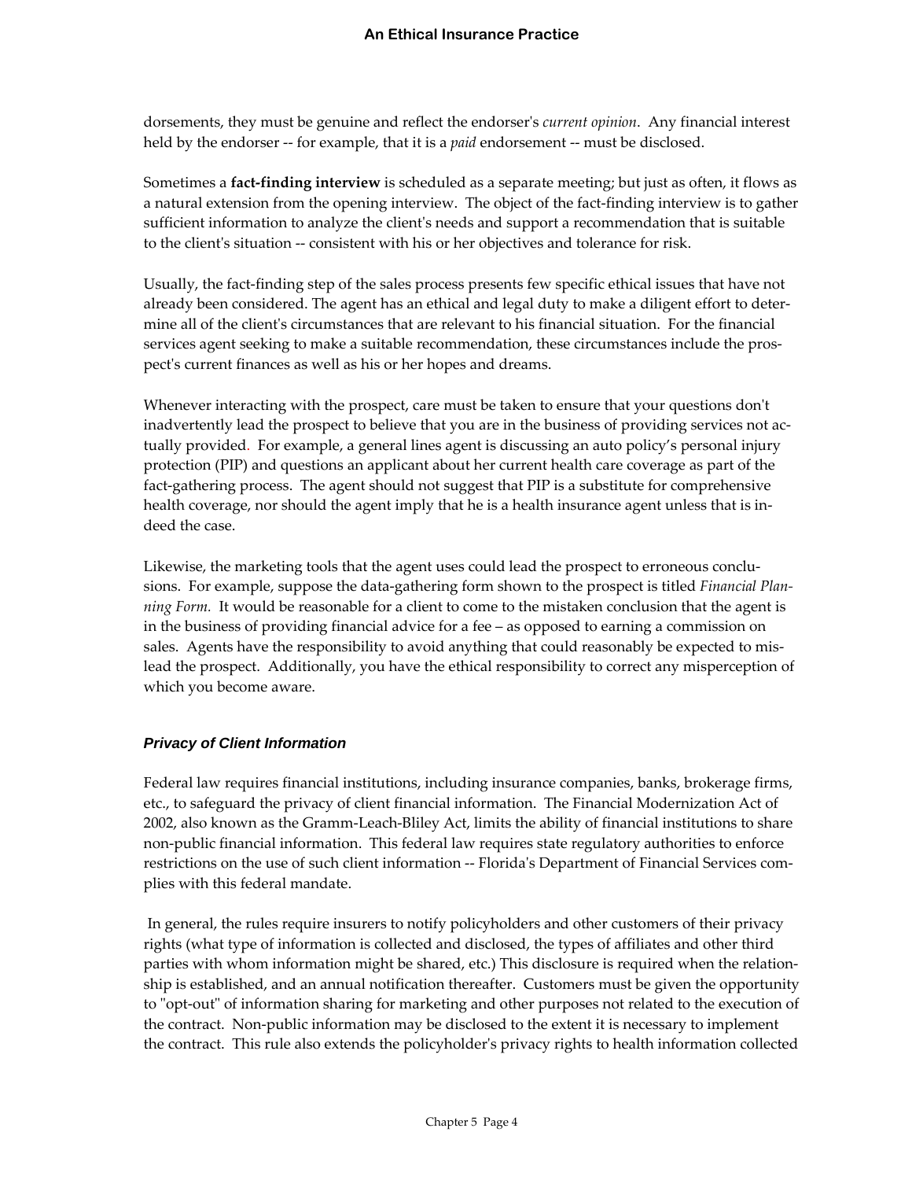dorsements, they must be genuine and reflect the endorser's *current opinion*. Any financial interest held by the endorser -- for example, that it is a *paid* endorsement -- must be disclosed.

Sometimes a **fact-finding interview** is scheduled as a separate meeting; but just as often, it flows as a natural extension from the opening interview. The object of the fact-finding interview is to gather sufficient information to analyze the client's needs and support a recommendation that is suitable to the client's situation -- consistent with his or her objectives and tolerance for risk.

Usually, the fact-finding step of the sales process presents few specific ethical issues that have not already been considered. The agent has an ethical and legal duty to make a diligent effort to determine all of the client's circumstances that are relevant to his financial situation. For the financial services agent seeking to make a suitable recommendation, these circumstances include the prospect's current finances as well as his or her hopes and dreams.

Whenever interacting with the prospect, care must be taken to ensure that your questions don't inadvertently lead the prospect to believe that you are in the business of providing services not actually provided. For example, a general lines agent is discussing an auto policy's personal injury protection (PIP) and questions an applicant about her current health care coverage as part of the fact-gathering process. The agent should not suggest that PIP is a substitute for comprehensive health coverage, nor should the agent imply that he is a health insurance agent unless that is indeed the case.

Likewise, the marketing tools that the agent uses could lead the prospect to erroneous conclusions. For example, suppose the data-gathering form shown to the prospect is titled *Financial Planning Form.* It would be reasonable for a client to come to the mistaken conclusion that the agent is in the business of providing financial advice for a fee – as opposed to earning a commission on sales. Agents have the responsibility to avoid anything that could reasonably be expected to mislead the prospect. Additionally, you have the ethical responsibility to correct any misperception of which you become aware.

### *Privacy of Client Information*

Federal law requires financial institutions, including insurance companies, banks, brokerage firms, etc., to safeguard the privacy of client financial information. The Financial Modernization Act of 2002, also known as the Gramm-Leach-Bliley Act, limits the ability of financial institutions to share non-public financial information. This federal law requires state regulatory authorities to enforce restrictions on the use of such client information -- Florida's Department of Financial Services complies with this federal mandate.

In general, the rules require insurers to notify policyholders and other customers of their privacy rights (what type of information is collected and disclosed, the types of affiliates and other third parties with whom information might be shared, etc.) This disclosure is required when the relationship is established, and an annual notification thereafter. Customers must be given the opportunity to "opt-out" of information sharing for marketing and other purposes not related to the execution of the contract. Non-public information may be disclosed to the extent it is necessary to implement the contract. This rule also extends the policyholder's privacy rights to health information collected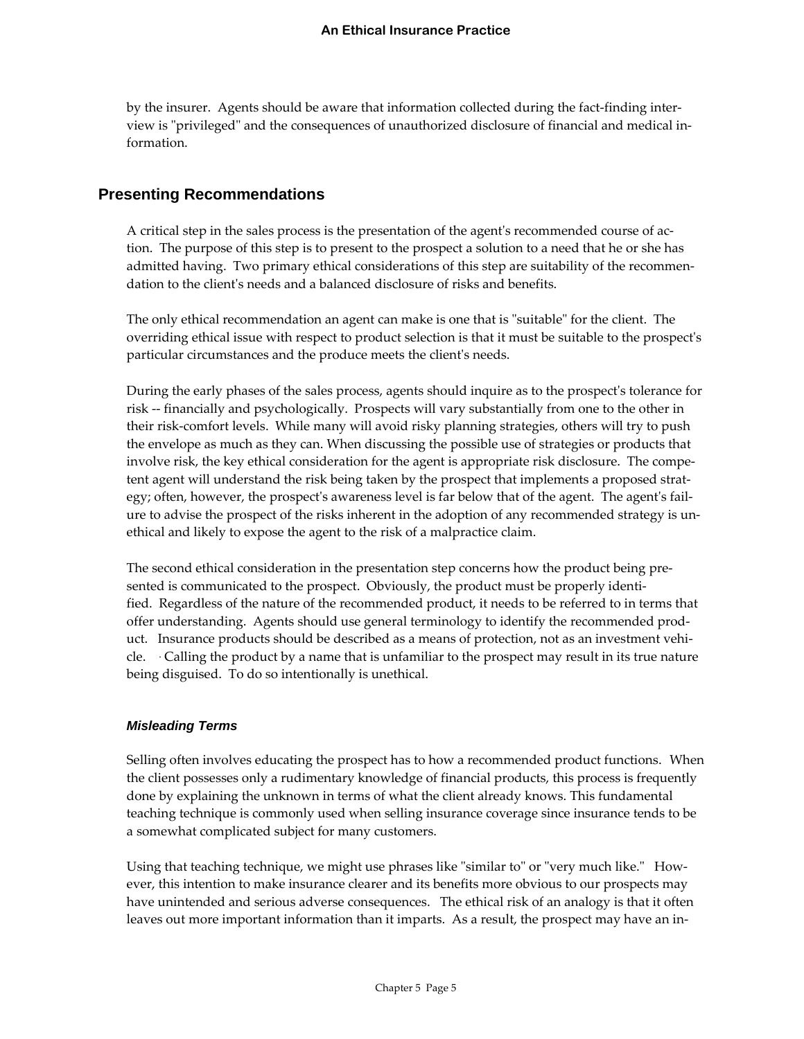by the insurer. Agents should be aware that information collected during the fact-finding interview is "privileged" and the consequences of unauthorized disclosure of financial and medical information.

## Presenting Recommendations

A critical step in the sales process is the presentation of the agent's recommended course of action. The purpose of this step is to present to the prospect a solution to a need that he or she has admitted having. Two primary ethical considerations of this step are suitability of the recommendation to the client's needs and a balanced disclosure of risks and benefits.

The only ethical recommendation an agent can make is one that is "suitable" for the client. The overriding ethical issue with respect to product selection is that it must be suitable to the prospect's particular circumstances and the produce meets the client's needs.

During the early phases of the sales process, agents should inquire as to the prospect's tolerance for risk -- financially and psychologically. Prospects will vary substantially from one to the other in their risk-comfort levels. While many will avoid risky planning strategies, others will try to push the envelope as much as they can. When discussing the possible use of strategies or products that involve risk, the key ethical consideration for the agent is appropriate risk disclosure. The competent agent will understand the risk being taken by the prospect that implements a proposed strategy; often, however, the prospect's awareness level is far below that of the agent. The agent's failure to advise the prospect of the risks inherent in the adoption of any recommended strategy is unethical and likely to expose the agent to the risk of a malpractice claim.

The second ethical consideration in the presentation step concerns how the product being presented is communicated to the prospect. Obviously, the product must be properly identified. Regardless of the nature of the recommended product, it needs to be referred to in terms that offer understanding. Agents should use general terminology to identify the recommended product. Insurance products should be described as a means of protection, not as an investment vehicle. Calling the product by a name that is unfamiliar to the prospect may result in its true nature being disguised. To do so intentionally is unethical.

### *Misleading Terms*

Selling often involves educating the prospect has to how a recommended product functions. When the client possesses only a rudimentary knowledge of financial products, this process is frequently done by explaining the unknown in terms of what the client already knows. This fundamental teaching technique is commonly used when selling insurance coverage since insurance tends to be a somewhat complicated subject for many customers.

Using that teaching technique, we might use phrases like "similar to" or "very much like." However, this intention to make insurance clearer and its benefits more obvious to our prospects may have unintended and serious adverse consequences. The ethical risk of an analogy is that it often leaves out more important information than it imparts. As a result, the prospect may have an in-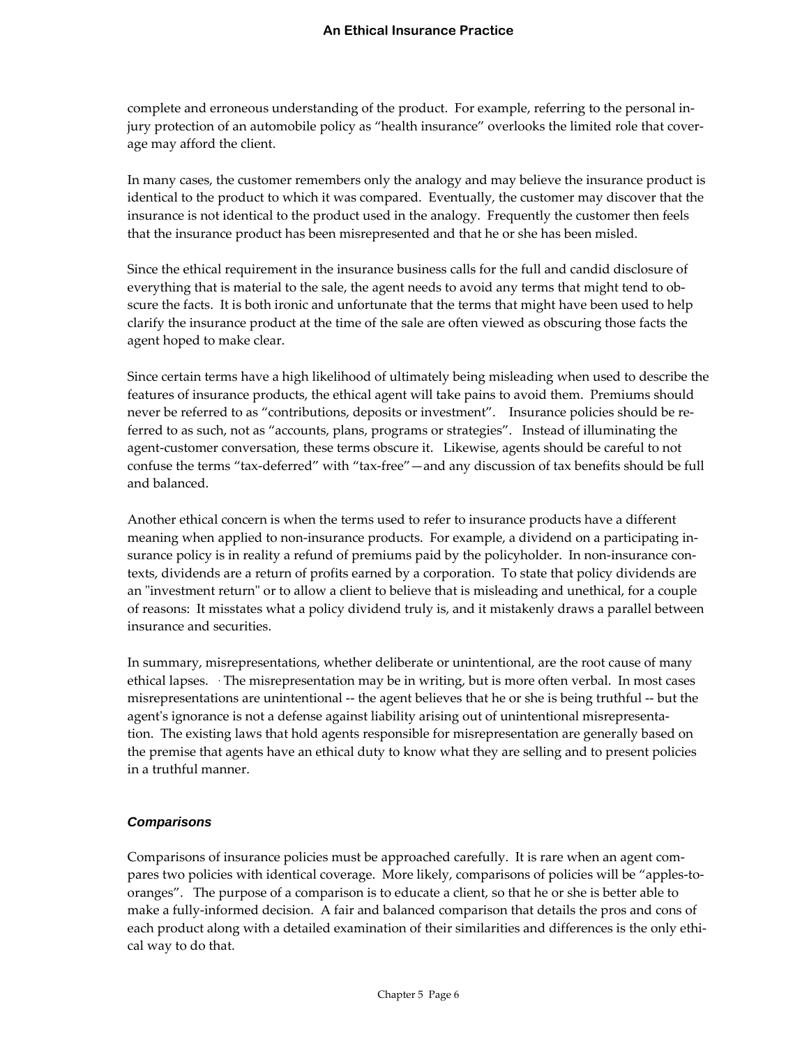complete and erroneous understanding of the product. For example, referring to the personal injury protection of an automobile policy as "health insurance" overlooks the limited role that coverage may afford the client.

In many cases, the customer remembers only the analogy and may believe the insurance product is identical to the product to which it was compared. Eventually, the customer may discover that the insurance is not identical to the product used in the analogy. Frequently the customer then feels that the insurance product has been misrepresented and that he or she has been misled.

Since the ethical requirement in the insurance business calls for the full and candid disclosure of everything that is material to the sale, the agent needs to avoid any terms that might tend to obscure the facts. It is both ironic and unfortunate that the terms that might have been used to help clarify the insurance product at the time of the sale are often viewed as obscuring those facts the agent hoped to make clear.

Since certain terms have a high likelihood of ultimately being misleading when used to describe the features of insurance products, the ethical agent will take pains to avoid them. Premiums should never be referred to as "contributions, deposits or investment". Insurance policies should be referred to as such, not as "accounts, plans, programs or strategies". Instead of illuminating the agent-customer conversation, these terms obscure it. Likewise, agents should be careful to not confuse the terms "tax-deferred" with "tax-free"—and any discussion of tax benefits should be full and balanced.

Another ethical concern is when the terms used to refer to insurance products have a different meaning when applied to non-insurance products. For example, a dividend on a participating insurance policy is in reality a refund of premiums paid by the policyholder. In non-insurance contexts, dividends are a return of profits earned by a corporation. To state that policy dividends are an "investment return" or to allow a client to believe that is misleading and unethical, for a couple of reasons: It misstates what a policy dividend truly is, and it mistakenly draws a parallel between insurance and securities.

In summary, misrepresentations, whether deliberate or unintentional, are the root cause of many ethical lapses. The misrepresentation may be in writing, but is more often verbal. In most cases misrepresentations are unintentional -- the agent believes that he or she is being truthful -- but the agent's ignorance is not a defense against liability arising out of unintentional misrepresentation. The existing laws that hold agents responsible for misrepresentation are generally based on the premise that agents have an ethical duty to know what they are selling and to present policies in a truthful manner.

### *Comparisons*

Comparisons of insurance policies must be approached carefully. It is rare when an agent compares two policies with identical coverage. More likely, comparisons of policies will be "apples-to-oranges". The purpose of a comparison is to educate a client, so that he or she is better able to make a fully-informed decision. A fair and balanced comparison that details the pros and cons of each product along with a detailed examination of their similarities and differences is the only ethical way to do that.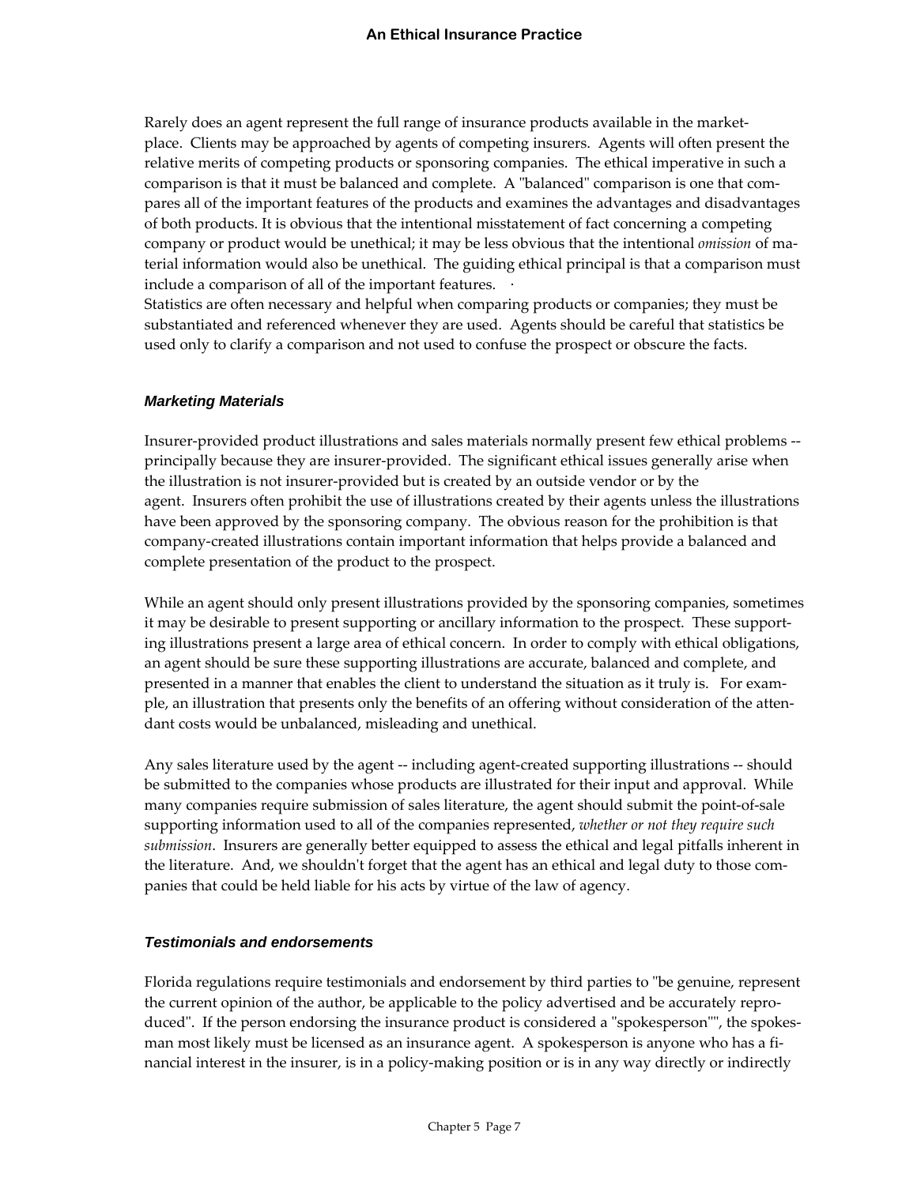Rarely does an agent represent the full range of insurance products available in the marketplace. Clients may be approached by agents of competing insurers. Agents will often present the relative merits of competing products or sponsoring companies. The ethical imperative in such a comparison is that it must be balanced and complete. A "balanced" comparison is one that compares all of the important features of the products and examines the advantages and disadvantages of both products. It is obvious that the intentional misstatement of fact concerning a competing company or product would be unethical; it may be less obvious that the intentional *omission* of material information would also be unethical. The guiding ethical principal is that a comparison must include a comparison of all of the important features.

Statistics are often necessary and helpful when comparing products or companies; they must be substantiated and referenced whenever they are used. Agents should be careful that statistics be used only to clarify a comparison and not used to confuse the prospect or obscure the facts.

### *Marketing Materials*

Insurer-provided product illustrations and sales materials normally present few ethical problems -- principally because they are insurer-provided. The significant ethical issues generally arise when the illustration is not insurer-provided but is created by an outside vendor or by the agent. Insurers often prohibit the use of illustrations created by their agents unless the illustrations have been approved by the sponsoring company. The obvious reason for the prohibition is that company-created illustrations contain important information that helps provide a balanced and complete presentation of the product to the prospect.

While an agent should only present illustrations provided by the sponsoring companies, sometimes it may be desirable to present supporting or ancillary information to the prospect. These supporting illustrations present a large area of ethical concern. In order to comply with ethical obligations, an agent should be sure these supporting illustrations are accurate, balanced and complete, and presented in a manner that enables the client to understand the situation as it truly is. For example, an illustration that presents only the benefits of an offering without consideration of the attendant costs would be unbalanced, misleading and unethical.

Any sales literature used by the agent -- including agent-created supporting illustrations -- should be submitted to the companies whose products are illustrated for their input and approval. While many companies require submission of sales literature, the agent should submit the point-of-sale supporting information used to all of the companies represented, *whether or not they require such submission*. Insurers are generally better equipped to assess the ethical and legal pitfalls inherent in the literature. And, we shouldn't forget that the agent has an ethical and legal duty to those companies that could be held liable for his acts by virtue of the law of agency.

### *Testimonials and endorsements*

Florida regulations require testimonials and endorsement by third parties to "be genuine, represent the current opinion of the author, be applicable to the policy advertised and be accurately reproduced". If the person endorsing the insurance product is considered a "spokesperson"", the spokesman most likely must be licensed as an insurance agent. A spokesperson is anyone who has a financial interest in the insurer, is in a policy-making position or is in any way directly or indirectly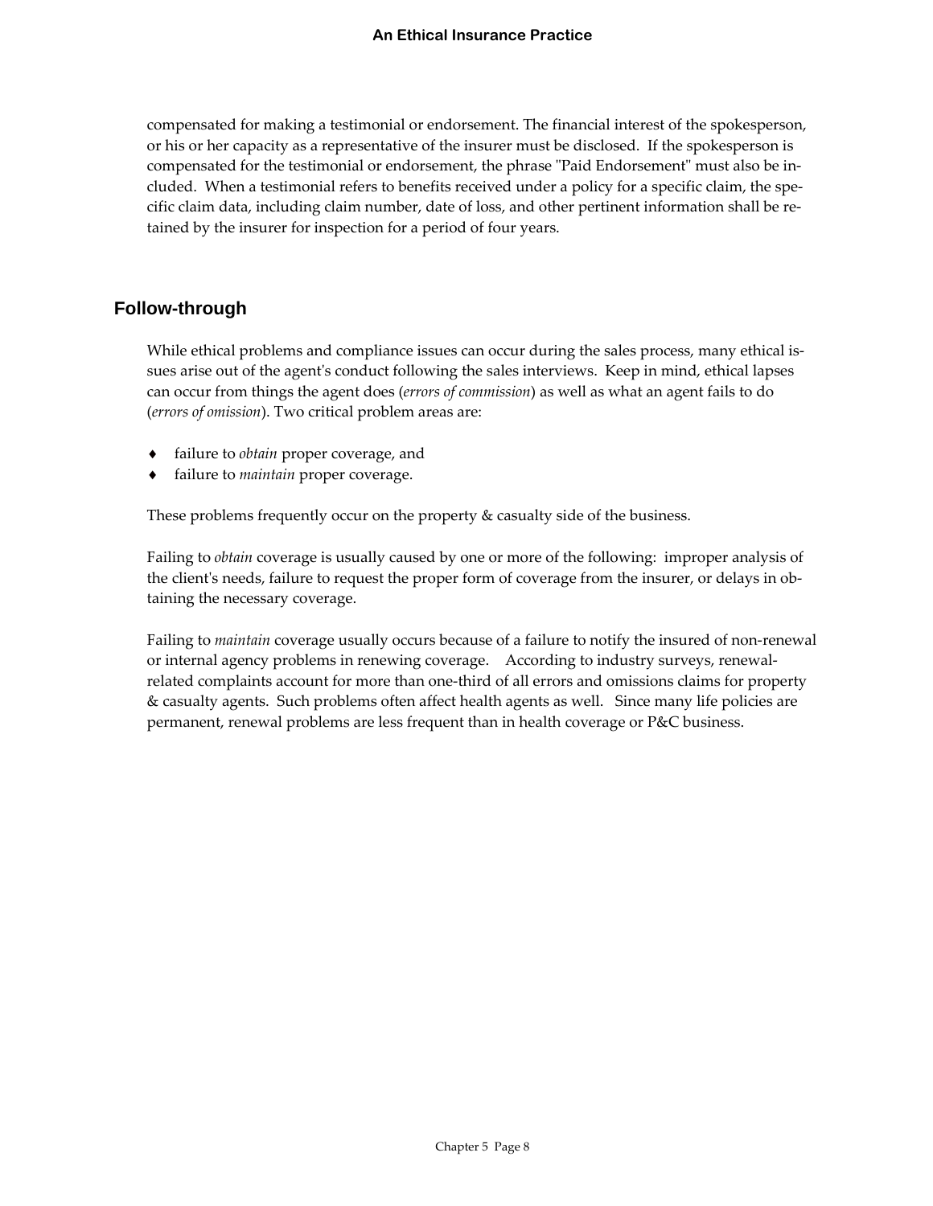compensated for making a testimonial or endorsement. The financial interest of the spokesperson, or his or her capacity as a representative of the insurer must be disclosed. If the spokesperson is compensated for the testimonial or endorsement, the phrase "Paid Endorsement" must also be included. When a testimonial refers to benefits received under a policy for a specific claim, the specific claim data, including claim number, date of loss, and other pertinent information shall be retained by the insurer for inspection for a period of four years.

## Follow-through

While ethical problems and compliance issues can occur during the sales process, many ethical issues arise out of the agent's conduct following the sales interviews. Keep in mind, ethical lapses can occur from things the agent does (*errors of commission*) as well as what an agent fails to do (*errors of omission*). Two critical problem areas are:

- failure to *obtain* proper coverage, and
- failure to *maintain* proper coverage.

These problems frequently occur on the property & casualty side of the business.

Failing to *obtain* coverage is usually caused by one or more of the following: improper analysis of the client's needs, failure to request the proper form of coverage from the insurer, or delays in obtaining the necessary coverage.

Failing to *maintain* coverage usually occurs because of a failure to notify the insured of non-renewal or internal agency problems in renewing coverage. According to industry surveys, renewal-related complaints account for more than one-third of all errors and omissions claims for property & casualty agents. Such problems often affect health agents as well. Since many life policies are permanent, renewal problems are less frequent than in health coverage or P&C business.